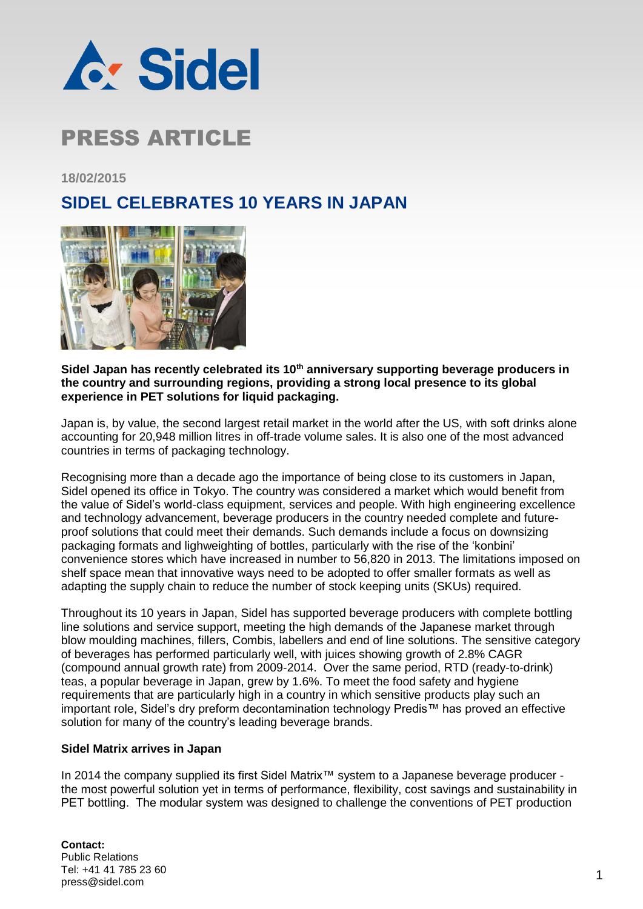# PRESS ARTICLE

18/02/2015

## SIDEL CELEBRATES 10 YEARS IN JAPAN

**Sidel Japan has recently celebrated its 10th anniversary supporting beverage producers in the country and surrounding regions, providing a strong local presence to its global experience in PET solutions for liquid packaging.**

Japan is, by value, the second largest retail market in the world after the US, with soft drinks alone accounting for 20,948 million litres in off-trade volume sales. It is also one of the most advanced countries in terms of packaging technology.

Recognising more than a decade ago the importance of being close to its customers in Japan, Sidel opened its office in Tokyo. The country was considered a market which would benefit from the value of Sidel's world-class equipment, services and people. With high engineering excellence and technology advancement, beverage producers in the country needed complete and future-proof solutions that could meet their demands. Such demands include a focus on downsizing packaging formats and lighweighting of bottles, particularly with the rise of the 'konbini' convenience stores which have increased in number to 56,820 in 2013. The limitations imposed on shelf space mean that innovative ways need to be adopted to offer smaller formats as well as adapting the supply chain to reduce the number of stock keeping units (SKUs) required.

Throughout its 10 years in Japan, Sidel has supported beverage producers with complete bottling line solutions and service support, meeting the high demands of the Japanese market through blow moulding machines, fillers, Combis, labellers and end of line solutions. The sensitive category of beverages has performed particularly well, with juices showing growth of 2.8% CAGR (compound annual growth rate) from 2009-2014. Over the same period, RTD (ready-to-drink) teas, a popular beverage in Japan, grew by 1.6%. To meet the food safety and hygiene requirements that are particularly high in a country in which sensitive products play such an important role, Sidel's dry preform decontamination technology Predis™ has proved an effective solution for many of the country's leading beverage brands.

### Sidel Matrix arrives in Japan

In 2014 the company supplied its first Sidel Matrix™ system to a Japanese beverage producer - the most powerful solution yet in terms of performance, flexibility, cost savings and sustainability in PET bottling. The modular system was designed to challenge the conventions of PET production

**Contact:**
Public Relations
Tel: +41 41 785 23 60
press@sidel.com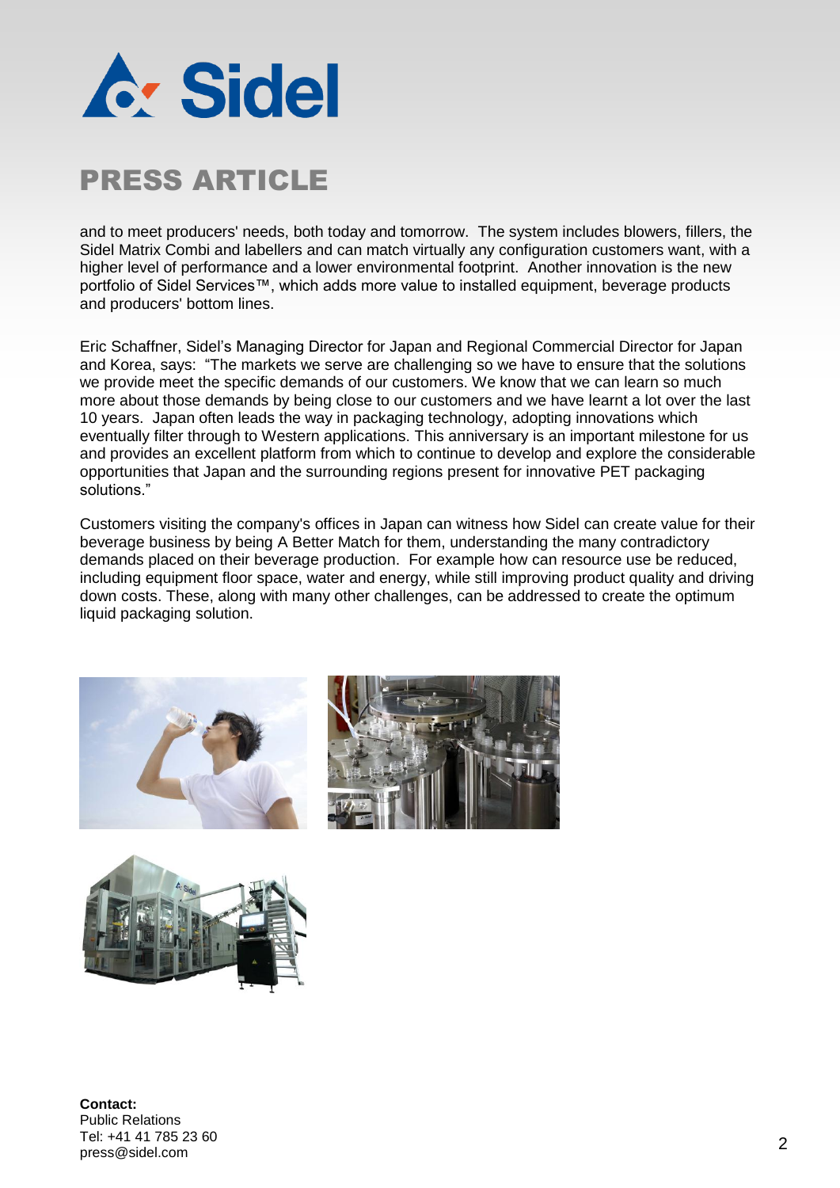# PRESS ARTICLE

and to meet producers' needs, both today and tomorrow. The system includes blowers, fillers, the Sidel Matrix Combi and labellers and can match virtually any configuration customers want, with a higher level of performance and a lower environmental footprint. Another innovation is the new portfolio of Sidel Services™, which adds more value to installed equipment, beverage products and producers' bottom lines.

Eric Schaffner, Sidel's Managing Director for Japan and Regional Commercial Director for Japan and Korea, says: "The markets we serve are challenging so we have to ensure that the solutions we provide meet the specific demands of our customers. We know that we can learn so much more about those demands by being close to our customers and we have learnt a lot over the last 10 years. Japan often leads the way in packaging technology, adopting innovations which eventually filter through to Western applications. This anniversary is an important milestone for us and provides an excellent platform from which to continue to develop and explore the considerable opportunities that Japan and the surrounding regions present for innovative PET packaging solutions."

Customers visiting the company's offices in Japan can witness how Sidel can create value for their beverage business by being A Better Match for them, understanding the many contradictory demands placed on their beverage production. For example how can resource use be reduced, including equipment floor space, water and energy, while still improving product quality and driving down costs. These, along with many other challenges, can be addressed to create the optimum liquid packaging solution.

**Contact:**
Public Relations
Tel: +41 41 785 23 60
press@sidel.com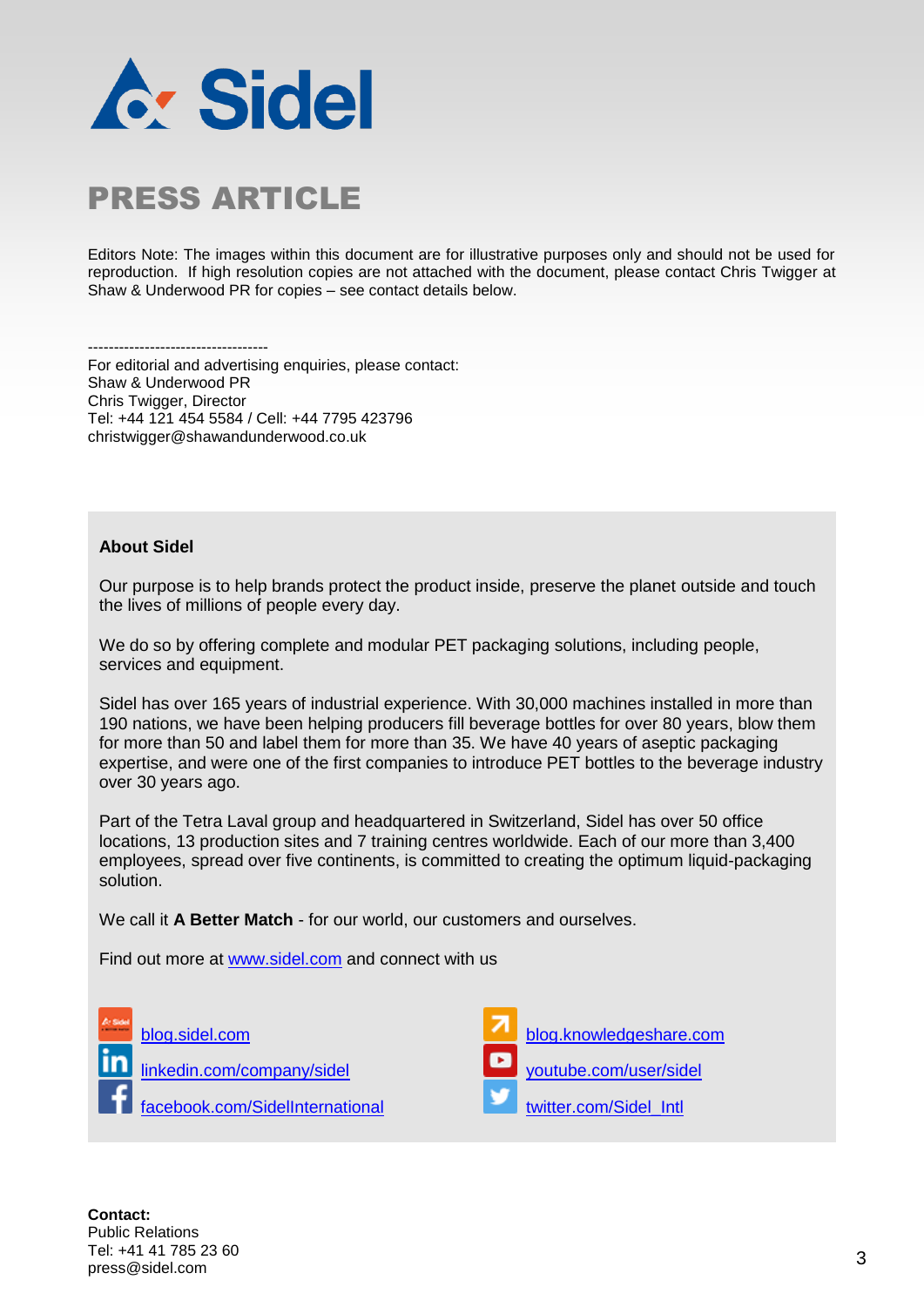# Sidel

## PRESS ARTICLE

Editors Note: The images within this document are for illustrative purposes only and should not be used for reproduction. If high resolution copies are not attached with the document, please contact Chris Twigger at Shaw & Underwood PR for copies – see contact details below.

-----------------------------------

For editorial and advertising enquiries, please contact:
Shaw & Underwood PR
Chris Twigger, Director
Tel: +44 121 454 5584 / Cell: +44 7795 423796
christwigger@shawandunderwood.co.uk

**About Sidel**

Our purpose is to help brands protect the product inside, preserve the planet outside and touch the lives of millions of people every day.

We do so by offering complete and modular PET packaging solutions, including people, services and equipment.

Sidel has over 165 years of industrial experience. With 30,000 machines installed in more than 190 nations, we have been helping producers fill beverage bottles for over 80 years, blow them for more than 50 and label them for more than 35. We have 40 years of aseptic packaging expertise, and were one of the first companies to introduce PET bottles to the beverage industry over 30 years ago.

Part of the Tetra Laval group and headquartered in Switzerland, Sidel has over 50 office locations, 13 production sites and 7 training centres worldwide. Each of our more than 3,400 employees, spread over five continents, is committed to creating the optimum liquid-packaging solution.

We call it **A Better Match** - for our world, our customers and ourselves.

Find out more at www.sidel.com and connect with us

- blog.sidel.com
- linkedin.com/company/sidel
- facebook.com/SidelInternational
- blog.knowledgeshare.com
- youtube.com/user/sidel
- twitter.com/Sidel_Intl

**Contact:**
Public Relations
Tel: +41 41 785 23 60
press@sidel.com